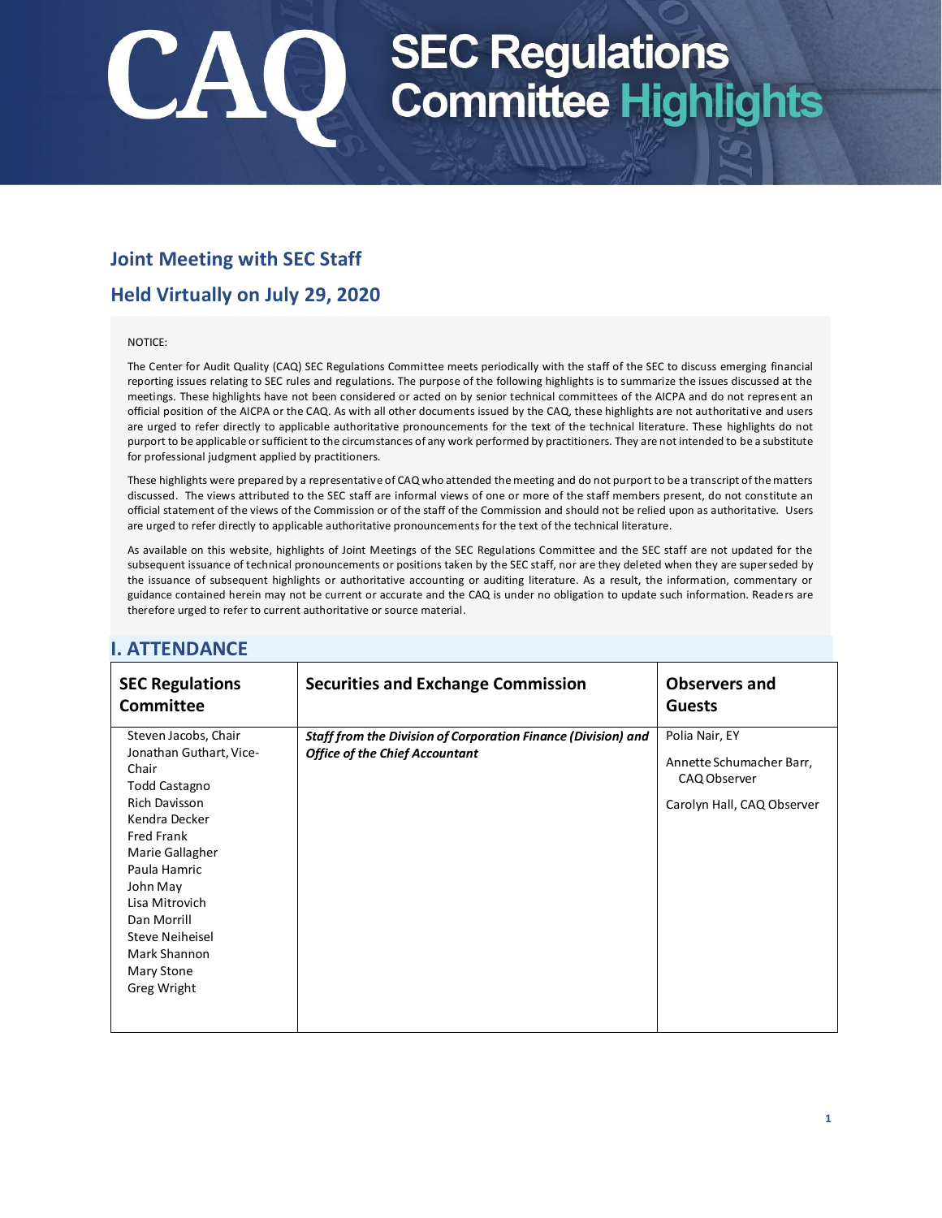# CAQ SEC Regulations Committee Highlights

## Joint Meeting with SEC Staff

## Held Virtually on July 29, 2020

NOTICE:

The Center for Audit Quality (CAQ) SEC Regulations Committee meets periodically with the staff of the SEC to discuss emerging financial reporting issues relating to SEC rules and regulations. The purpose of the following highlights is to summarize the issues discussed at the meetings. These highlights have not been considered or acted on by senior technical committees of the AICPA and do not represent an official position of the AICPA or the CAQ. As with all other documents issued by the CAQ, these highlights are not authoritative and users are urged to refer directly to applicable authoritative pronouncements for the text of the technical literature. These highlights do not purport to be applicable or sufficient to the circumstances of any work performed by practitioners. They are not intended to be a substitute for professional judgment applied by practitioners.

These highlights were prepared by a representative of CAQ who attended the meeting and do not purport to be a transcript of the matters discussed. The views attributed to the SEC staff are informal views of one or more of the staff members present, do not constitute an official statement of the views of the Commission or of the staff of the Commission and should not be relied upon as authoritative. Users are urged to refer directly to applicable authoritative pronouncements for the text of the technical literature.

As available on this website, highlights of Joint Meetings of the SEC Regulations Committee and the SEC staff are not updated for the subsequent issuance of technical pronouncements or positions taken by the SEC staff, nor are they deleted when they are superseded by the issuance of subsequent highlights or authoritative accounting or auditing literature. As a result, the information, commentary or guidance contained herein may not be current or accurate and the CAQ is under no obligation to update such information. Readers are therefore urged to refer to current authoritative or source material.

## I. ATTENDANCE

| SEC Regulations Committee | Securities and Exchange Commission | Observers and Guests |
|---|---|---|
| Steven Jacobs, Chair<br>Jonathan Guthart, Vice-Chair<br>Todd Castagno<br>Rich Davisson<br>Kendra Decker<br>Fred Frank<br>Marie Gallagher<br>Paula Hamric<br>John May<br>Lisa Mitrovich<br>Dan Morrill<br>Steve Neiheisel<br>Mark Shannon<br>Mary Stone<br>Greg Wright | ***Staff from the Division of Corporation Finance (Division) and Office of the Chief Accountant*** | Polia Nair, EY<br>Annette Schumacher Barr, CAQ Observer<br>Carolyn Hall, CAQ Observer |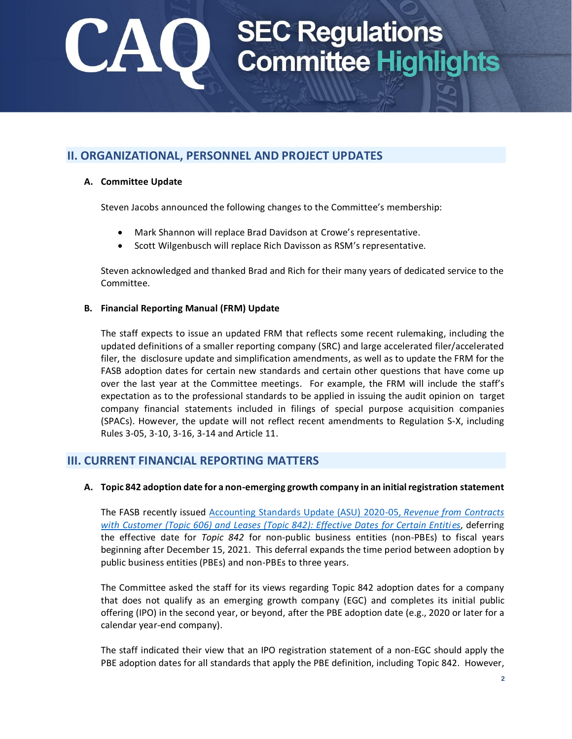## II. ORGANIZATIONAL, PERSONNEL AND PROJECT UPDATES

### A. Committee Update

Steven Jacobs announced the following changes to the Committee's membership:

- Mark Shannon will replace Brad Davidson at Crowe's representative.
- Scott Wilgenbusch will replace Rich Davisson as RSM's representative.

Steven acknowledged and thanked Brad and Rich for their many years of dedicated service to the Committee.

### B. Financial Reporting Manual (FRM) Update

The staff expects to issue an updated FRM that reflects some recent rulemaking, including the updated definitions of a smaller reporting company (SRC) and large accelerated filer/accelerated filer, the disclosure update and simplification amendments, as well as to update the FRM for the FASB adoption dates for certain new standards and certain other questions that have come up over the last year at the Committee meetings. For example, the FRM will include the staff's expectation as to the professional standards to be applied in issuing the audit opinion on target company financial statements included in filings of special purpose acquisition companies (SPACs). However, the update will not reflect recent amendments to Regulation S-X, including Rules 3-05, 3-10, 3-16, 3-14 and Article 11.

## III. CURRENT FINANCIAL REPORTING MATTERS

### A. Topic 842 adoption date for a non-emerging growth company in an initial registration statement

The FASB recently issued Accounting Standards Update (ASU) 2020-05, *Revenue from Contracts with Customer (Topic 606) and Leases (Topic 842): Effective Dates for Certain Entities*, deferring the effective date for *Topic 842* for non-public business entities (non-PBEs) to fiscal years beginning after December 15, 2021. This deferral expands the time period between adoption by public business entities (PBEs) and non-PBEs to three years.

The Committee asked the staff for its views regarding Topic 842 adoption dates for a company that does not qualify as an emerging growth company (EGC) and completes its initial public offering (IPO) in the second year, or beyond, after the PBE adoption date (e.g., 2020 or later for a calendar year-end company).

The staff indicated their view that an IPO registration statement of a non-EGC should apply the PBE adoption dates for all standards that apply the PBE definition, including Topic 842. However,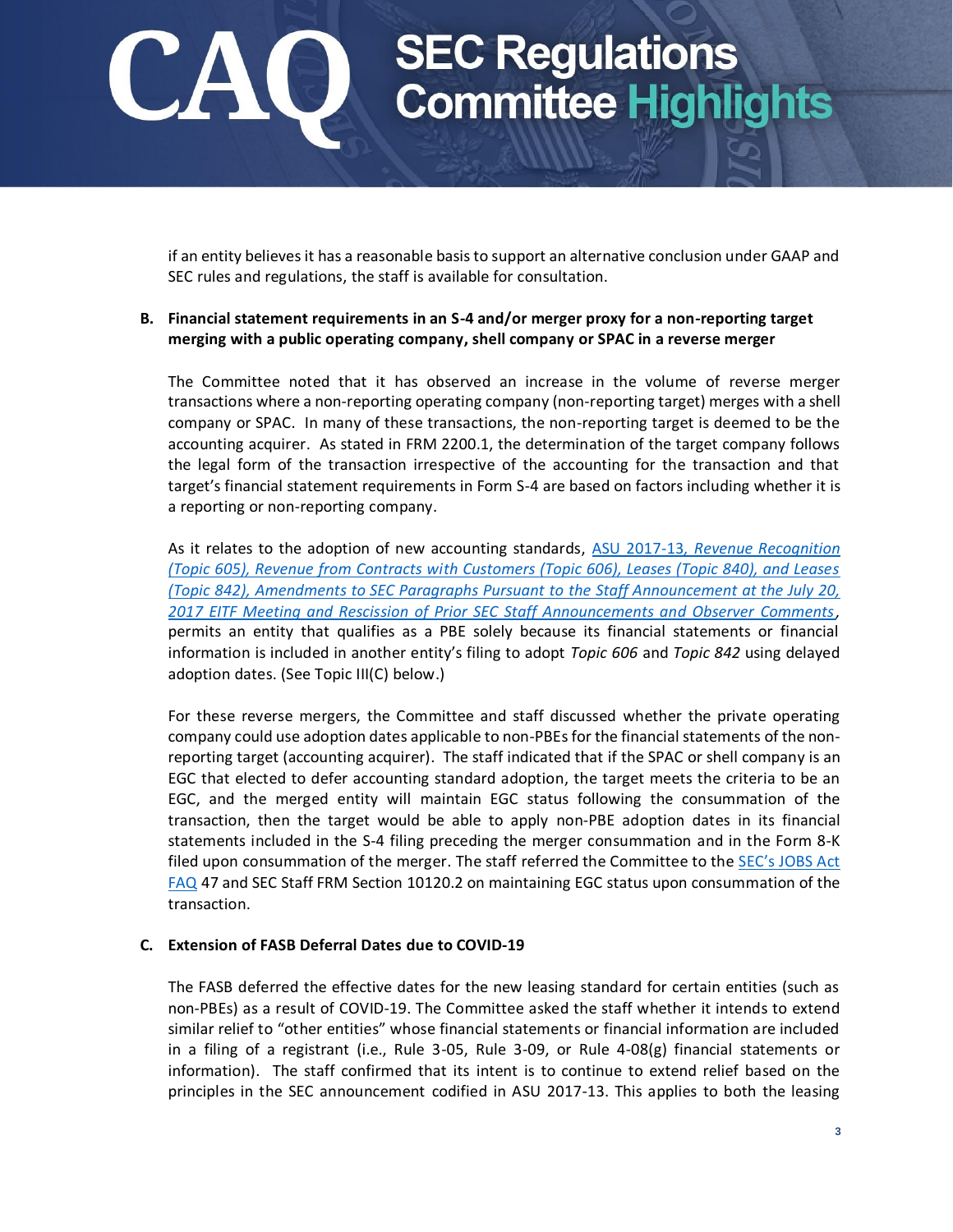if an entity believes it has a reasonable basis to support an alternative conclusion under GAAP and SEC rules and regulations, the staff is available for consultation.

**B. Financial statement requirements in an S-4 and/or merger proxy for a non-reporting target merging with a public operating company, shell company or SPAC in a reverse merger**

The Committee noted that it has observed an increase in the volume of reverse merger transactions where a non-reporting operating company (non-reporting target) merges with a shell company or SPAC. In many of these transactions, the non-reporting target is deemed to be the accounting acquirer. As stated in FRM 2200.1, the determination of the target company follows the legal form of the transaction irrespective of the accounting for the transaction and that target's financial statement requirements in Form S-4 are based on factors including whether it is a reporting or non-reporting company.

As it relates to the adoption of new accounting standards, ASU 2017-13, *Revenue Recognition (Topic 605), Revenue from Contracts with Customers (Topic 606), Leases (Topic 840), and Leases (Topic 842), Amendments to SEC Paragraphs Pursuant to the Staff Announcement at the July 20, 2017 EITF Meeting and Rescission of Prior SEC Staff Announcements and Observer Comments*, permits an entity that qualifies as a PBE solely because its financial statements or financial information is included in another entity's filing to adopt *Topic 606* and *Topic 842* using delayed adoption dates. (See Topic III(C) below.)

For these reverse mergers, the Committee and staff discussed whether the private operating company could use adoption dates applicable to non-PBEs for the financial statements of the non-reporting target (accounting acquirer). The staff indicated that if the SPAC or shell company is an EGC that elected to defer accounting standard adoption, the target meets the criteria to be an EGC, and the merged entity will maintain EGC status following the consummation of the transaction, then the target would be able to apply non-PBE adoption dates in its financial statements included in the S-4 filing preceding the merger consummation and in the Form 8-K filed upon consummation of the merger. The staff referred the Committee to the SEC's JOBS Act FAQ 47 and SEC Staff FRM Section 10120.2 on maintaining EGC status upon consummation of the transaction.

**C. Extension of FASB Deferral Dates due to COVID-19**

The FASB deferred the effective dates for the new leasing standard for certain entities (such as non-PBEs) as a result of COVID-19. The Committee asked the staff whether it intends to extend similar relief to "other entities" whose financial statements or financial information are included in a filing of a registrant (i.e., Rule 3-05, Rule 3-09, or Rule 4-08(g) financial statements or information). The staff confirmed that its intent is to continue to extend relief based on the principles in the SEC announcement codified in ASU 2017-13. This applies to both the leasing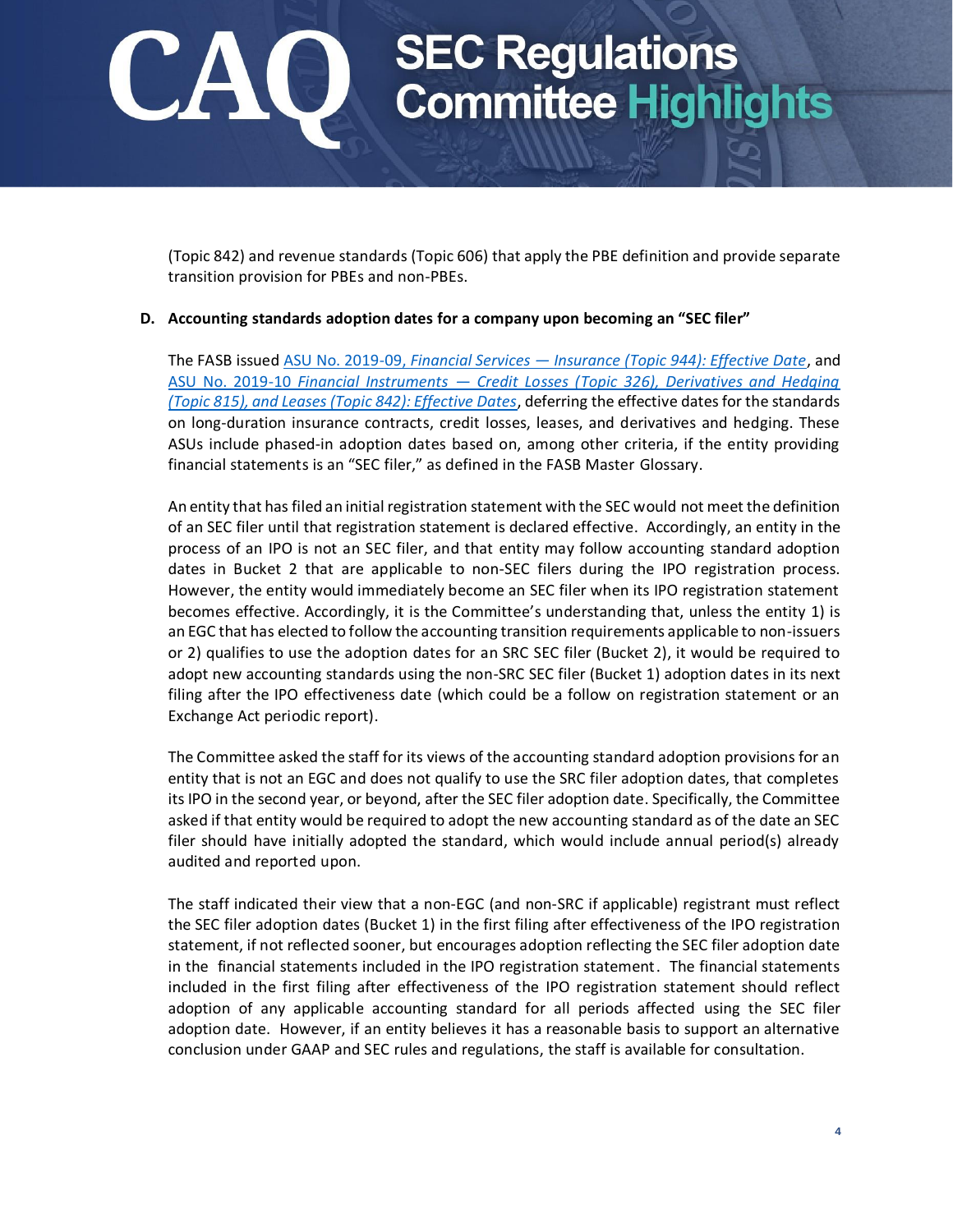(Topic 842) and revenue standards (Topic 606) that apply the PBE definition and provide separate transition provision for PBEs and non-PBEs.

**D. Accounting standards adoption dates for a company upon becoming an "SEC filer"**

The FASB issued [ASU No. 2019-09, *Financial Services — Insurance (Topic 944): Effective Date*](), and [ASU No. 2019-10 *Financial Instruments — Credit Losses (Topic 326), Derivatives and Hedging (Topic 815), and Leases (Topic 842): Effective Dates*](), deferring the effective dates for the standards on long-duration insurance contracts, credit losses, leases, and derivatives and hedging. These ASUs include phased-in adoption dates based on, among other criteria, if the entity providing financial statements is an "SEC filer," as defined in the FASB Master Glossary.

An entity that has filed an initial registration statement with the SEC would not meet the definition of an SEC filer until that registration statement is declared effective. Accordingly, an entity in the process of an IPO is not an SEC filer, and that entity may follow accounting standard adoption dates in Bucket 2 that are applicable to non-SEC filers during the IPO registration process. However, the entity would immediately become an SEC filer when its IPO registration statement becomes effective. Accordingly, it is the Committee's understanding that, unless the entity 1) is an EGC that has elected to follow the accounting transition requirements applicable to non-issuers or 2) qualifies to use the adoption dates for an SRC SEC filer (Bucket 2), it would be required to adopt new accounting standards using the non-SRC SEC filer (Bucket 1) adoption dates in its next filing after the IPO effectiveness date (which could be a follow on registration statement or an Exchange Act periodic report).

The Committee asked the staff for its views of the accounting standard adoption provisions for an entity that is not an EGC and does not qualify to use the SRC filer adoption dates, that completes its IPO in the second year, or beyond, after the SEC filer adoption date. Specifically, the Committee asked if that entity would be required to adopt the new accounting standard as of the date an SEC filer should have initially adopted the standard, which would include annual period(s) already audited and reported upon.

The staff indicated their view that a non-EGC (and non-SRC if applicable) registrant must reflect the SEC filer adoption dates (Bucket 1) in the first filing after effectiveness of the IPO registration statement, if not reflected sooner, but encourages adoption reflecting the SEC filer adoption date in the financial statements included in the IPO registration statement. The financial statements included in the first filing after effectiveness of the IPO registration statement should reflect adoption of any applicable accounting standard for all periods affected using the SEC filer adoption date. However, if an entity believes it has a reasonable basis to support an alternative conclusion under GAAP and SEC rules and regulations, the staff is available for consultation.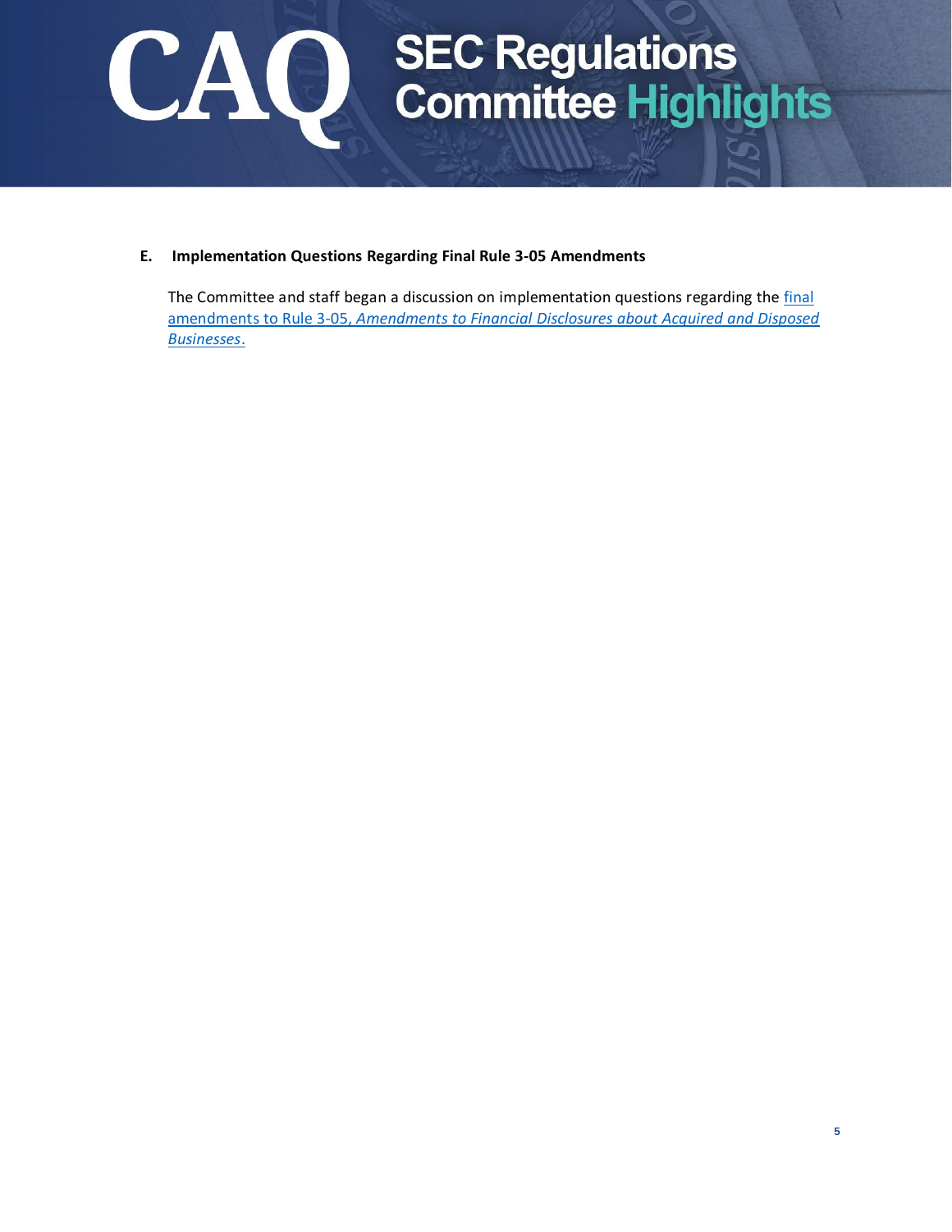### E. Implementation Questions Regarding Final Rule 3-05 Amendments

The Committee and staff began a discussion on implementation questions regarding the final amendments to Rule 3-05, *Amendments to Financial Disclosures about Acquired and Disposed Businesses*.